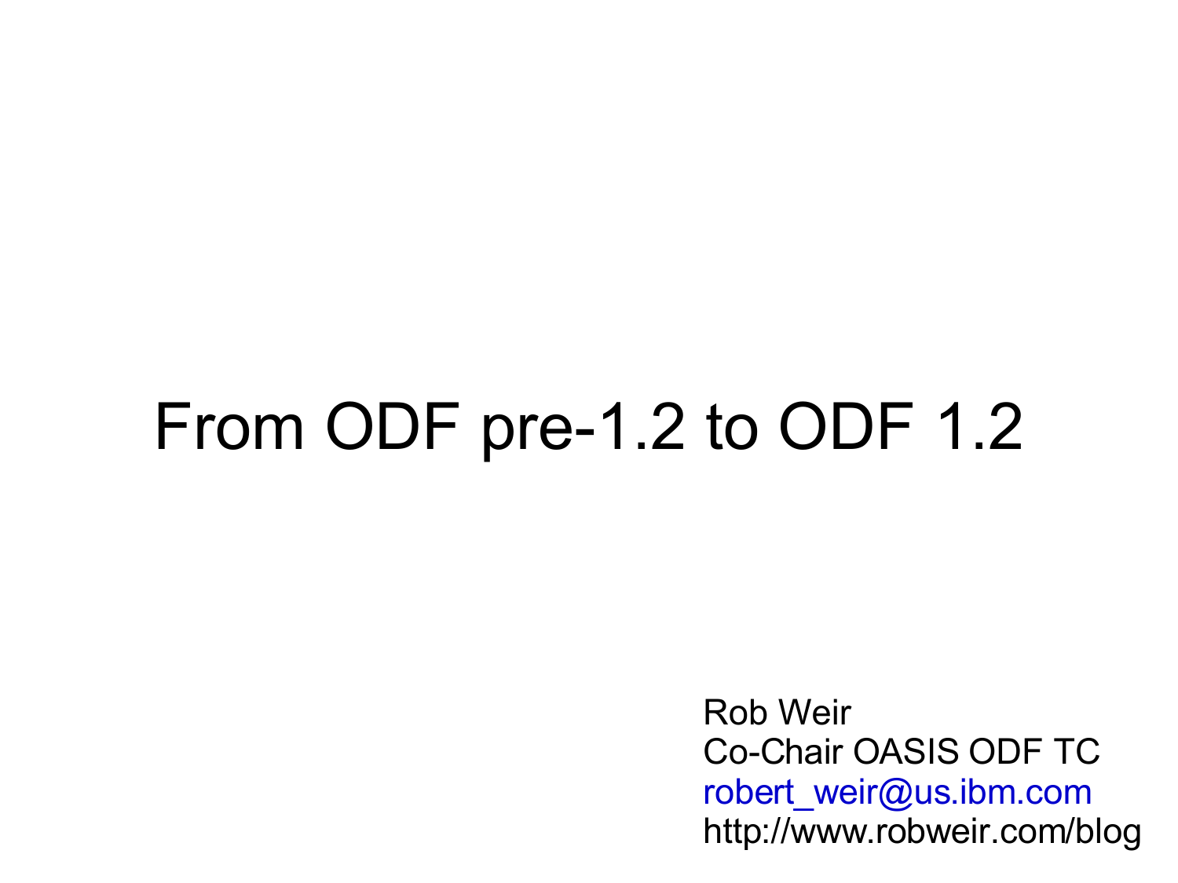# From ODF pre-1.2 to ODF 1.2

Rob Weir
Co-Chair OASIS ODF TC
robert_weir@us.ibm.com
http://www.robweir.com/blog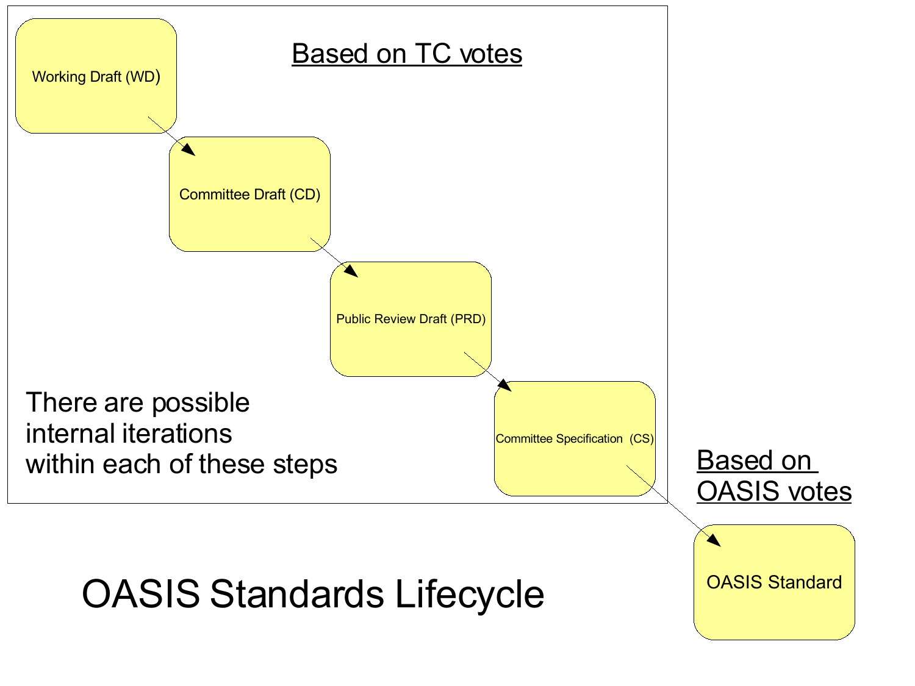# OASIS Standards Lifecycle

**Based on TC votes**

Working Draft (WD) → Committee Draft (CD) → Public Review Draft (PRD) → Committee Specification (CS)

There are possible internal iterations within each of these steps

**Based on OASIS votes**

Committee Specification (CS) → OASIS Standard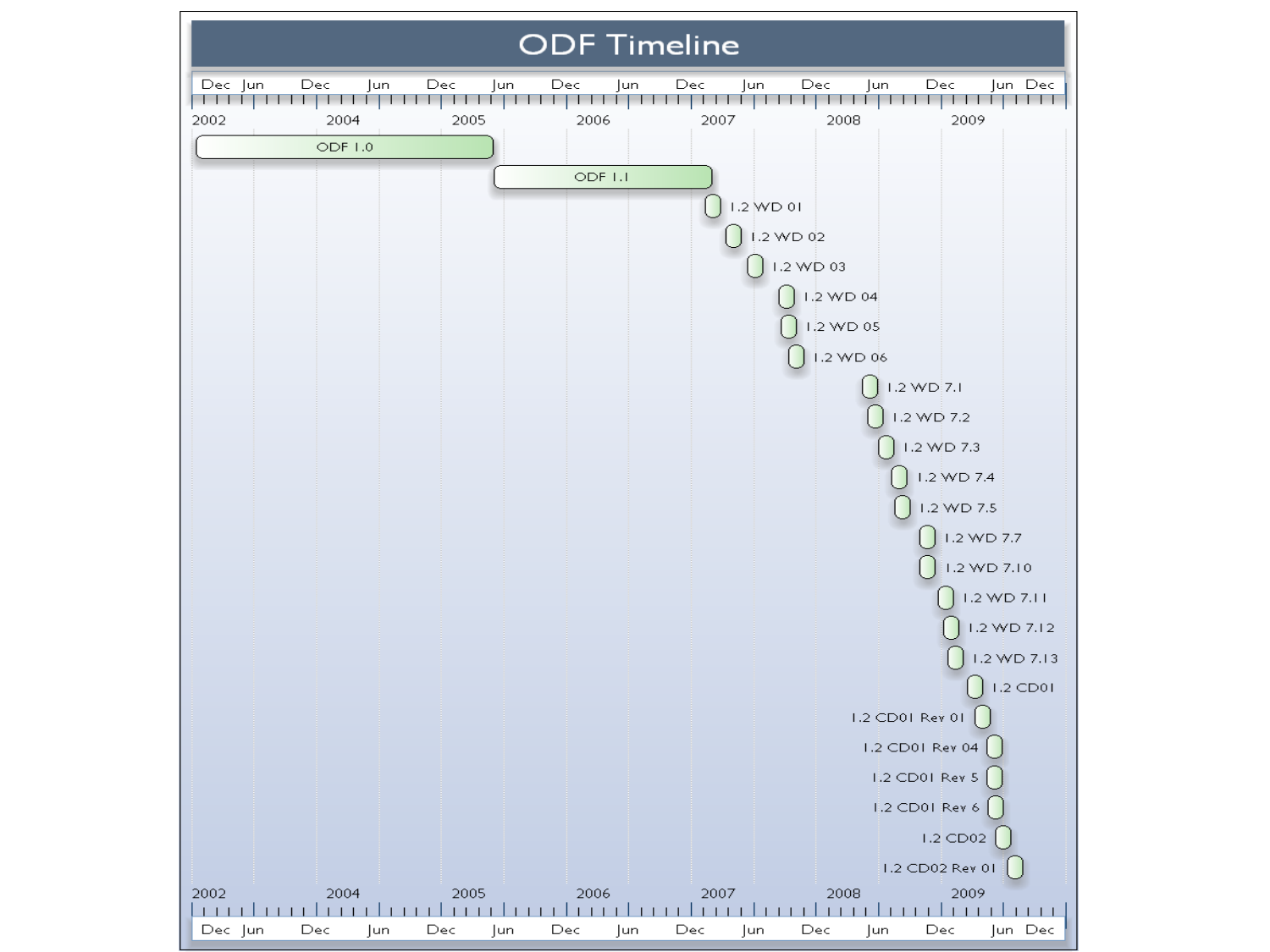# ODF Timeline

| Item |
| --- |
| ODF 1.0 |
| ODF 1.1 |
| 1.2 WD 01 |
| 1.2 WD 02 |
| 1.2 WD 03 |
| 1.2 WD 04 |
| 1.2 WD 05 |
| 1.2 WD 06 |
| 1.2 WD 7.1 |
| 1.2 WD 7.2 |
| 1.2 WD 7.3 |
| 1.2 WD 7.4 |
| 1.2 WD 7.5 |
| 1.2 WD 7.7 |
| 1.2 WD 7.10 |
| 1.2 WD 7.11 |
| 1.2 WD 7.12 |
| 1.2 WD 7.13 |
| 1.2 CD01 |
| 1.2 CD01 Rev 01 |
| 1.2 CD01 Rev 04 |
| 1.2 CD01 Rev 5 |
| 1.2 CD01 Rev 6 |
| 1.2 CD02 |
| 1.2 CD02 Rev 01 |

2002 2004 2005 2006 2007 2008 2009

Dec Jun Dec Jun Dec Jun Dec Jun Dec Jun Dec Jun Dec Jun Dec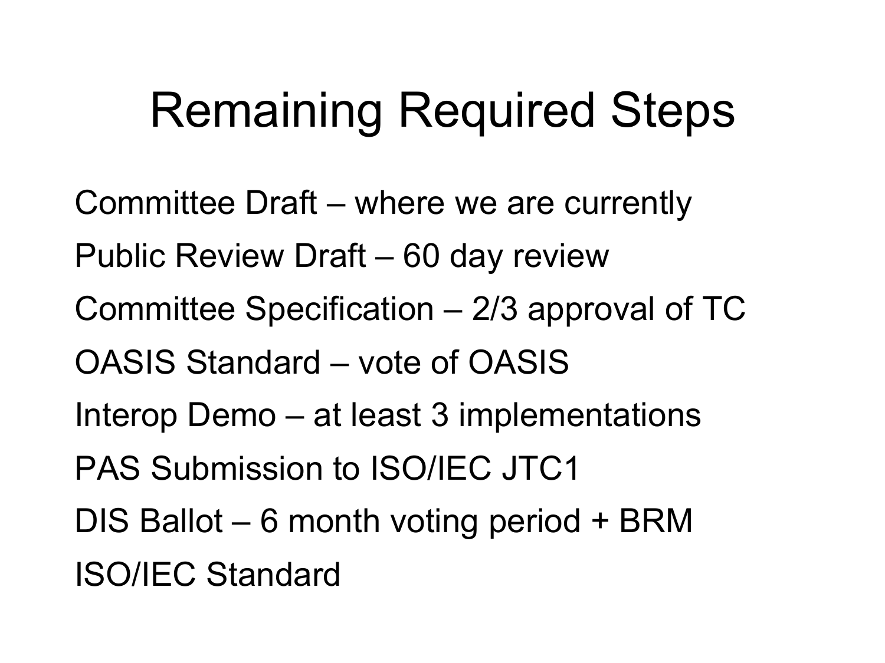# Remaining Required Steps

Committee Draft – where we are currently

Public Review Draft – 60 day review

Committee Specification – 2/3 approval of TC

OASIS Standard – vote of OASIS

Interop Demo – at least 3 implementations

PAS Submission to ISO/IEC JTC1

DIS Ballot – 6 month voting period + BRM

ISO/IEC Standard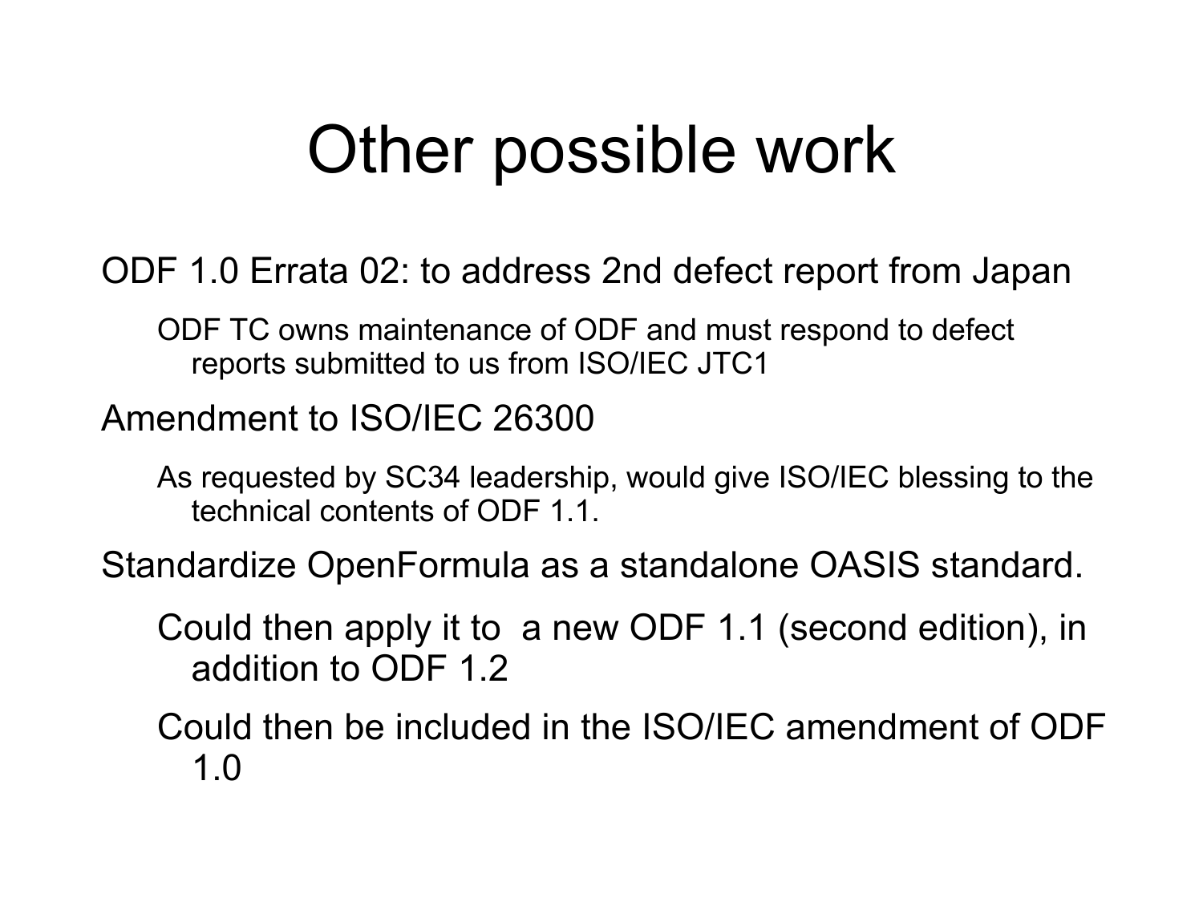# Other possible work

- ODF 1.0 Errata 02: to address 2nd defect report from Japan
  - ODF TC owns maintenance of ODF and must respond to defect reports submitted to us from ISO/IEC JTC1
- Amendment to ISO/IEC 26300
  - As requested by SC34 leadership, would give ISO/IEC blessing to the technical contents of ODF 1.1.
- Standardize OpenFormula as a standalone OASIS standard.
  - Could then apply it to a new ODF 1.1 (second edition), in addition to ODF 1.2
  - Could then be included in the ISO/IEC amendment of ODF 1.0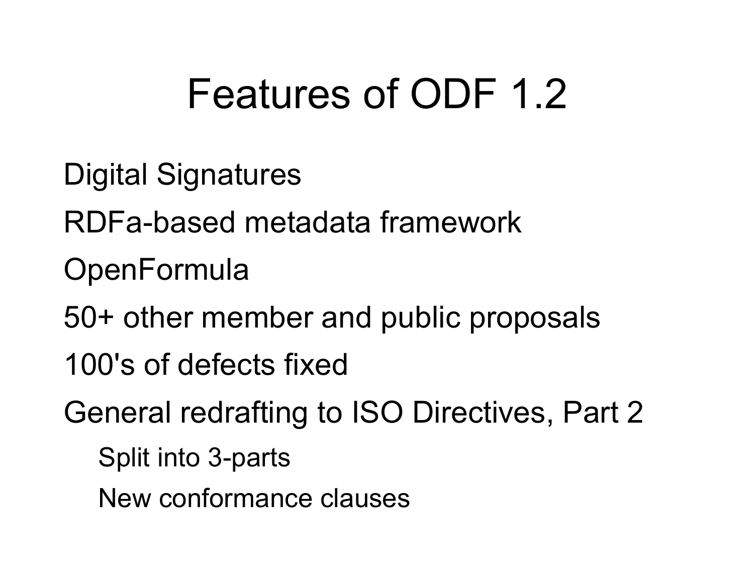# Features of ODF 1.2

- Digital Signatures
- RDFa-based metadata framework
- OpenFormula
- 50+ other member and public proposals
- 100's of defects fixed
- General redrafting to ISO Directives, Part 2
  - Split into 3-parts
  - New conformance clauses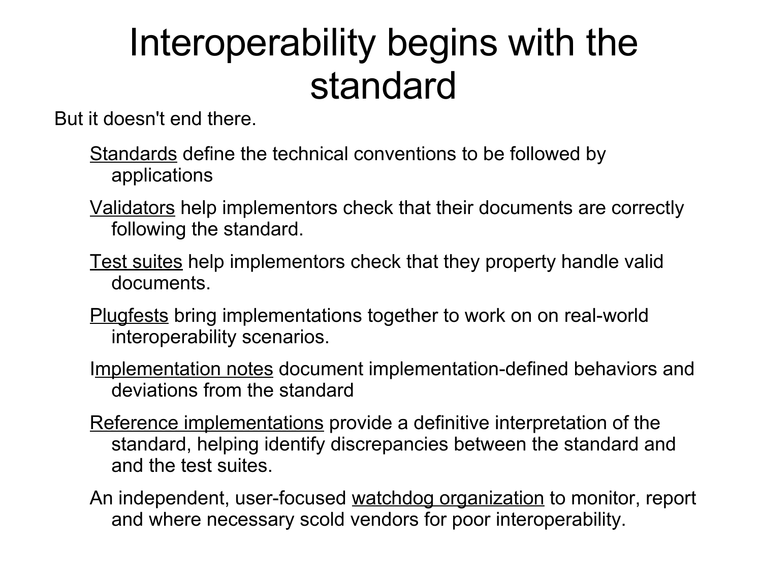# Interoperability begins with the standard

But it doesn't end there.

<u>Standards</u> define the technical conventions to be followed by applications

<u>Validators</u> help implementors check that their documents are correctly following the standard.

<u>Test suites</u> help implementors check that they property handle valid documents.

<u>Plugfests</u> bring implementations together to work on on real-world interoperability scenarios.

I<u>mplementation notes</u> document implementation-defined behaviors and deviations from the standard

<u>Reference implementations</u> provide a definitive interpretation of the standard, helping identify discrepancies between the standard and and the test suites.

An independent, user-focused <u>watchdog organization</u> to monitor, report and where necessary scold vendors for poor interoperability.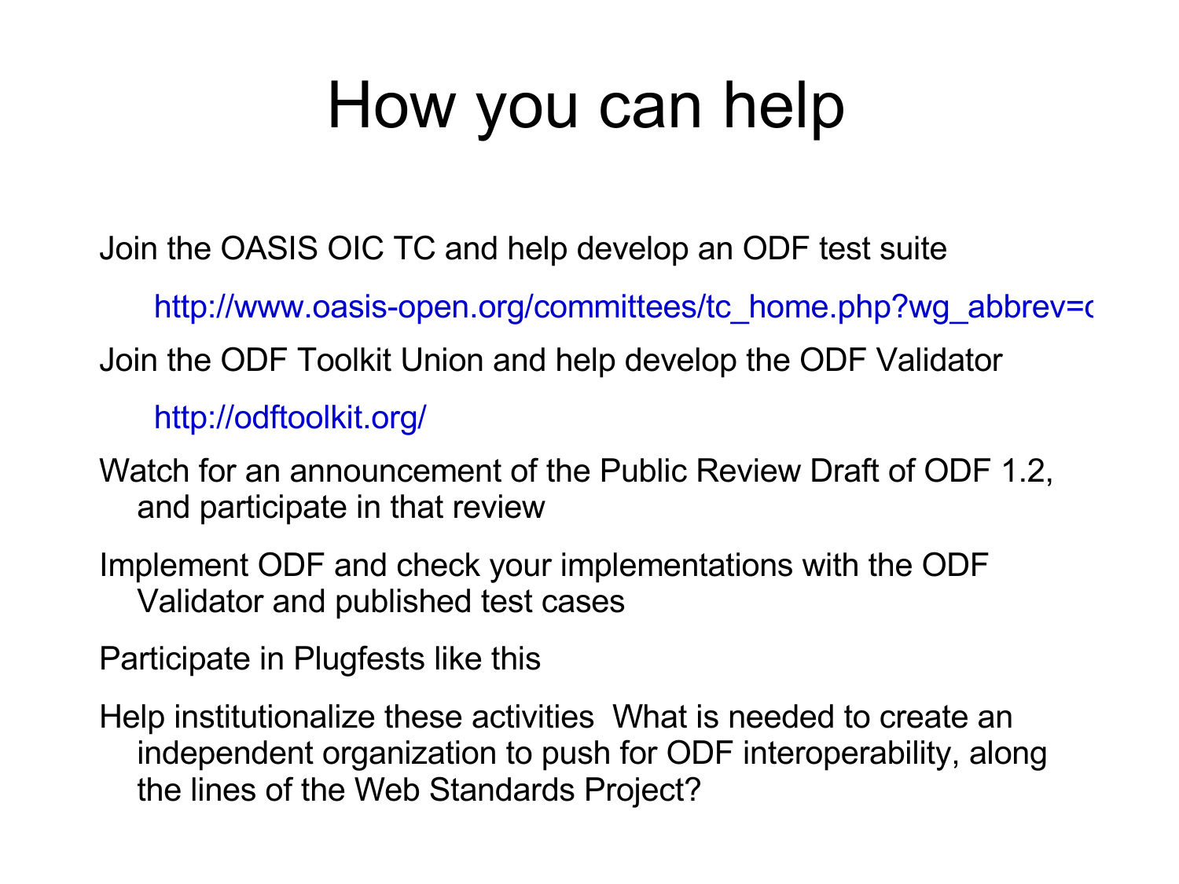# How you can help

Join the OASIS OIC TC and help develop an ODF test suite

http://www.oasis-open.org/committees/tc_home.php?wg_abbrev=c

Join the ODF Toolkit Union and help develop the ODF Validator

http://odftoolkit.org/

Watch for an announcement of the Public Review Draft of ODF 1.2, and participate in that review

Implement ODF and check your implementations with the ODF Validator and published test cases

Participate in Plugfests like this

Help institutionalize these activities What is needed to create an independent organization to push for ODF interoperability, along the lines of the Web Standards Project?